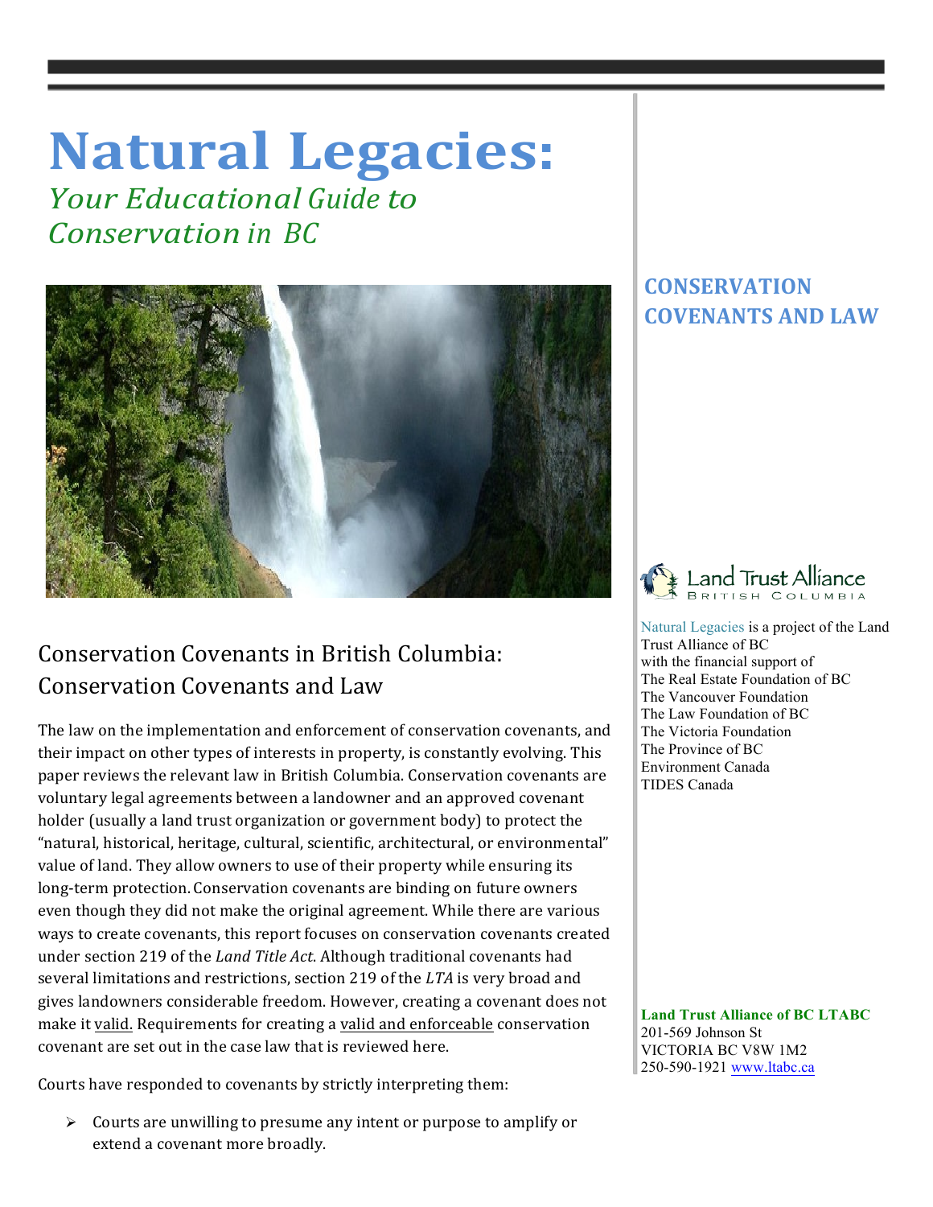# Natural Legacies:

*Your Educational Guide to Conservation in BC*

## CONSERVATION COVENANTS AND LAW

Land Trust Alliance British Columbia

Natural Legacies is a project of the Land Trust Alliance of BC with the financial support of
The Real Estate Foundation of BC
The Vancouver Foundation
The Law Foundation of BC
The Victoria Foundation
The Province of BC
Environment Canada
TIDES Canada

**Land Trust Alliance of BC LTABC**
201-569 Johnson St
VICTORIA BC V8W 1M2
250-590-1921 www.ltabc.ca

## Conservation Covenants in British Columbia: Conservation Covenants and Law

The law on the implementation and enforcement of conservation covenants, and their impact on other types of interests in property, is constantly evolving. This paper reviews the relevant law in British Columbia. Conservation covenants are voluntary legal agreements between a landowner and an approved covenant holder (usually a land trust organization or government body) to protect the "natural, historical, heritage, cultural, scientific, architectural, or environmental" value of land. They allow owners to use of their property while ensuring its long-term protection. Conservation covenants are binding on future owners even though they did not make the original agreement. While there are various ways to create covenants, this report focuses on conservation covenants created under section 219 of the *Land Title Act*. Although traditional covenants had several limitations and restrictions, section 219 of the *LTA* is very broad and gives landowners considerable freedom. However, creating a covenant does not make it valid. Requirements for creating a valid and enforceable conservation covenant are set out in the case law that is reviewed here.

Courts have responded to covenants by strictly interpreting them:

- Courts are unwilling to presume any intent or purpose to amplify or extend a covenant more broadly.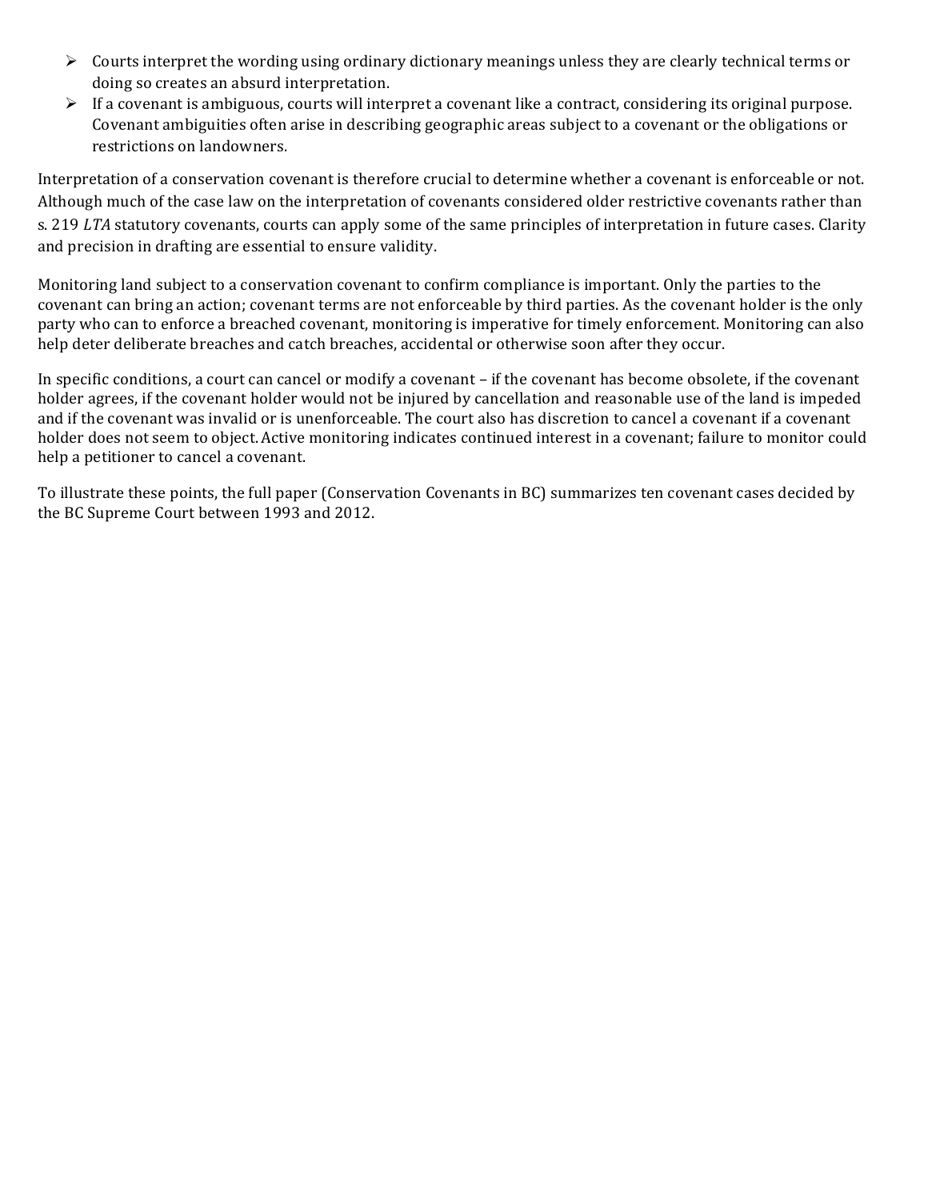- Courts interpret the wording using ordinary dictionary meanings unless they are clearly technical terms or doing so creates an absurd interpretation.
- If a covenant is ambiguous, courts will interpret a covenant like a contract, considering its original purpose. Covenant ambiguities often arise in describing geographic areas subject to a covenant or the obligations or restrictions on landowners.

Interpretation of a conservation covenant is therefore crucial to determine whether a covenant is enforceable or not. Although much of the case law on the interpretation of covenants considered older restrictive covenants rather than s. 219 *LTA* statutory covenants, courts can apply some of the same principles of interpretation in future cases. Clarity and precision in drafting are essential to ensure validity.

Monitoring land subject to a conservation covenant to confirm compliance is important. Only the parties to the covenant can bring an action; covenant terms are not enforceable by third parties. As the covenant holder is the only party who can to enforce a breached covenant, monitoring is imperative for timely enforcement. Monitoring can also help deter deliberate breaches and catch breaches, accidental or otherwise soon after they occur.

In specific conditions, a court can cancel or modify a covenant – if the covenant has become obsolete, if the covenant holder agrees, if the covenant holder would not be injured by cancellation and reasonable use of the land is impeded and if the covenant was invalid or is unenforceable. The court also has discretion to cancel a covenant if a covenant holder does not seem to object. Active monitoring indicates continued interest in a covenant; failure to monitor could help a petitioner to cancel a covenant.

To illustrate these points, the full paper (Conservation Covenants in BC) summarizes ten covenant cases decided by the BC Supreme Court between 1993 and 2012.